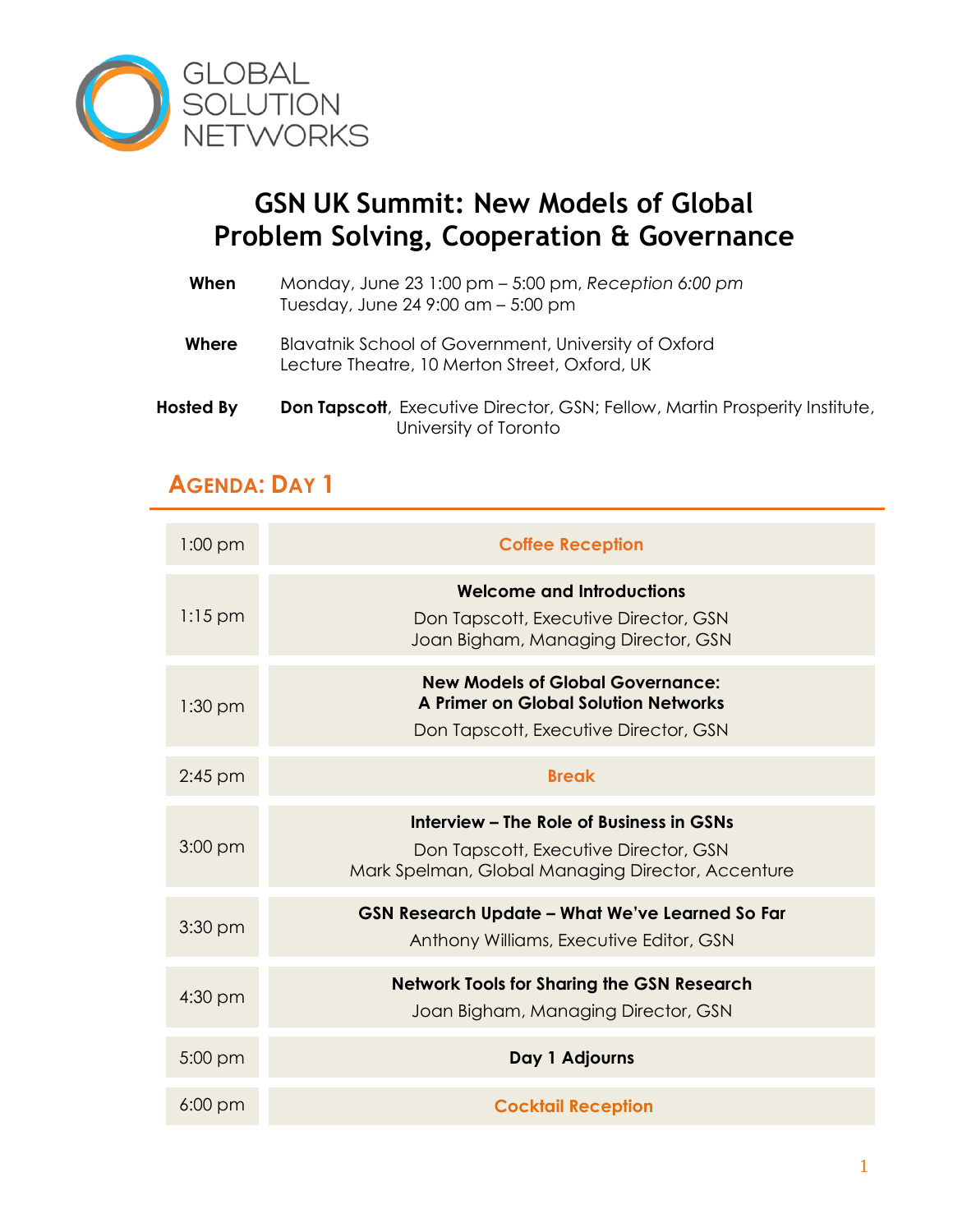GLOBAL SOLUTION NETWORKS

# GSN UK Summit: New Models of Global Problem Solving, Cooperation & Governance

**When** Monday, June 23 1:00 pm – 5:00 pm, *Reception 6:00 pm*
Tuesday, June 24 9:00 am – 5:00 pm

**Where** Blavatnik School of Government, University of Oxford
Lecture Theatre, 10 Merton Street, Oxford, UK

**Hosted By** **Don Tapscott**, Executive Director, GSN; Fellow, Martin Prosperity Institute, University of Toronto

## AGENDA: DAY 1

| Time | Session |
|---|---|
| 1:00 pm | **Coffee Reception** |
| 1:15 pm | **Welcome and Introductions**<br>Don Tapscott, Executive Director, GSN<br>Joan Bigham, Managing Director, GSN |
| 1:30 pm | **New Models of Global Governance: A Primer on Global Solution Networks**<br>Don Tapscott, Executive Director, GSN |
| 2:45 pm | **Break** |
| 3:00 pm | **Interview – The Role of Business in GSNs**<br>Don Tapscott, Executive Director, GSN<br>Mark Spelman, Global Managing Director, Accenture |
| 3:30 pm | **GSN Research Update – What We've Learned So Far**<br>Anthony Williams, Executive Editor, GSN |
| 4:30 pm | **Network Tools for Sharing the GSN Research**<br>Joan Bigham, Managing Director, GSN |
| 5:00 pm | **Day 1 Adjourns** |
| 6:00 pm | **Cocktail Reception** |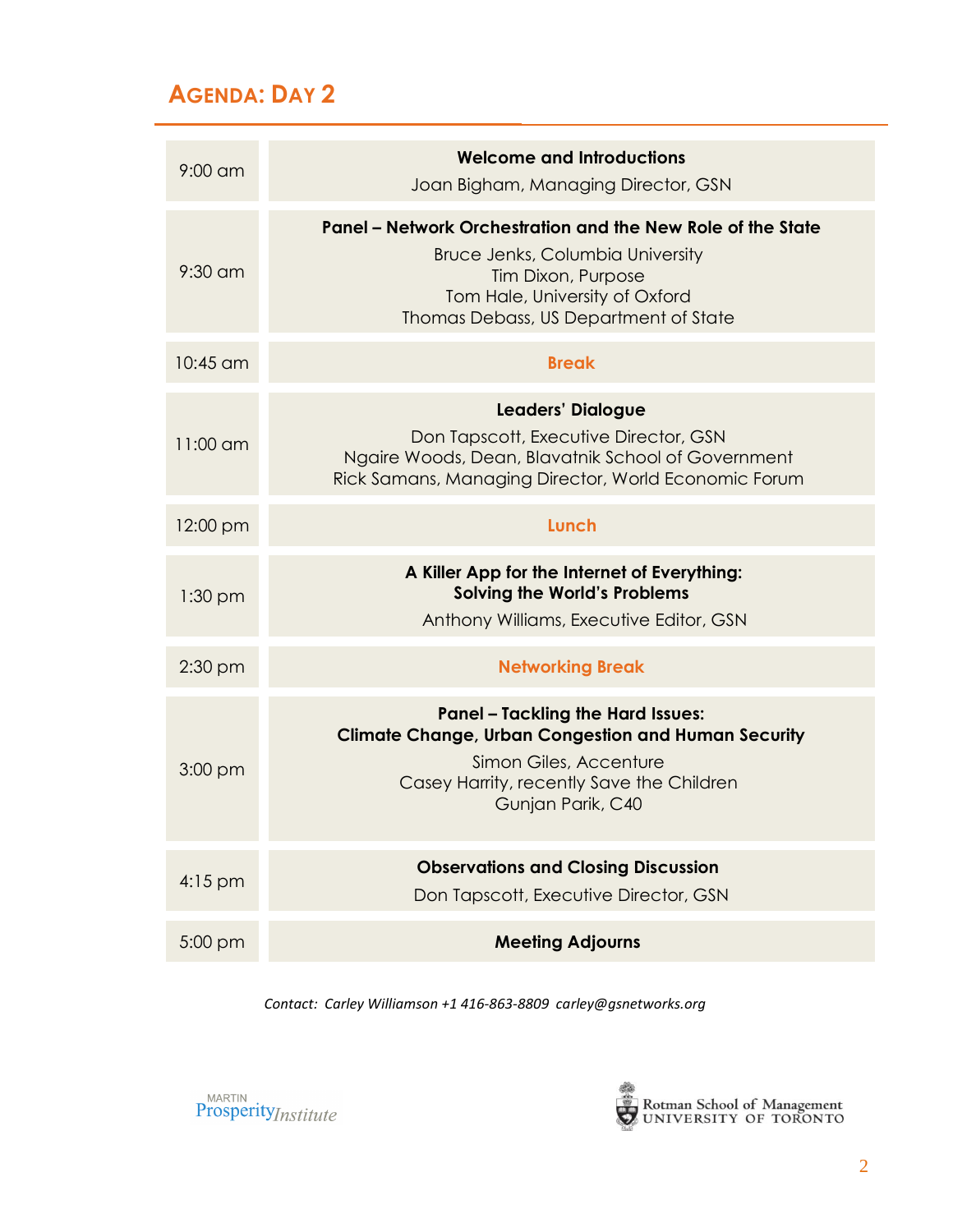## AGENDA: DAY 2

| | |
|---|---|
| 9:00 am | **Welcome and Introductions**<br>Joan Bigham, Managing Director, GSN |
| 9:30 am | **Panel – Network Orchestration and the New Role of the State**<br>Bruce Jenks, Columbia University<br>Tim Dixon, Purpose<br>Tom Hale, University of Oxford<br>Thomas Debass, US Department of State |
| 10:45 am | **Break** |
| 11:00 am | **Leaders' Dialogue**<br>Don Tapscott, Executive Director, GSN<br>Ngaire Woods, Dean, Blavatnik School of Government<br>Rick Samans, Managing Director, World Economic Forum |
| 12:00 pm | **Lunch** |
| 1:30 pm | **A Killer App for the Internet of Everything: Solving the World's Problems**<br>Anthony Williams, Executive Editor, GSN |
| 2:30 pm | **Networking Break** |
| 3:00 pm | **Panel – Tackling the Hard Issues: Climate Change, Urban Congestion and Human Security**<br>Simon Giles, Accenture<br>Casey Harrity, recently Save the Children<br>Gunjan Parik, C40 |
| 4:15 pm | **Observations and Closing Discussion**<br>Don Tapscott, Executive Director, GSN |
| 5:00 pm | **Meeting Adjourns** |

*Contact: Carley Williamson +1 416-863-8809 carley@gsnetworks.org*

MARTIN Prosperity Institute

Rotman School of Management UNIVERSITY OF TORONTO